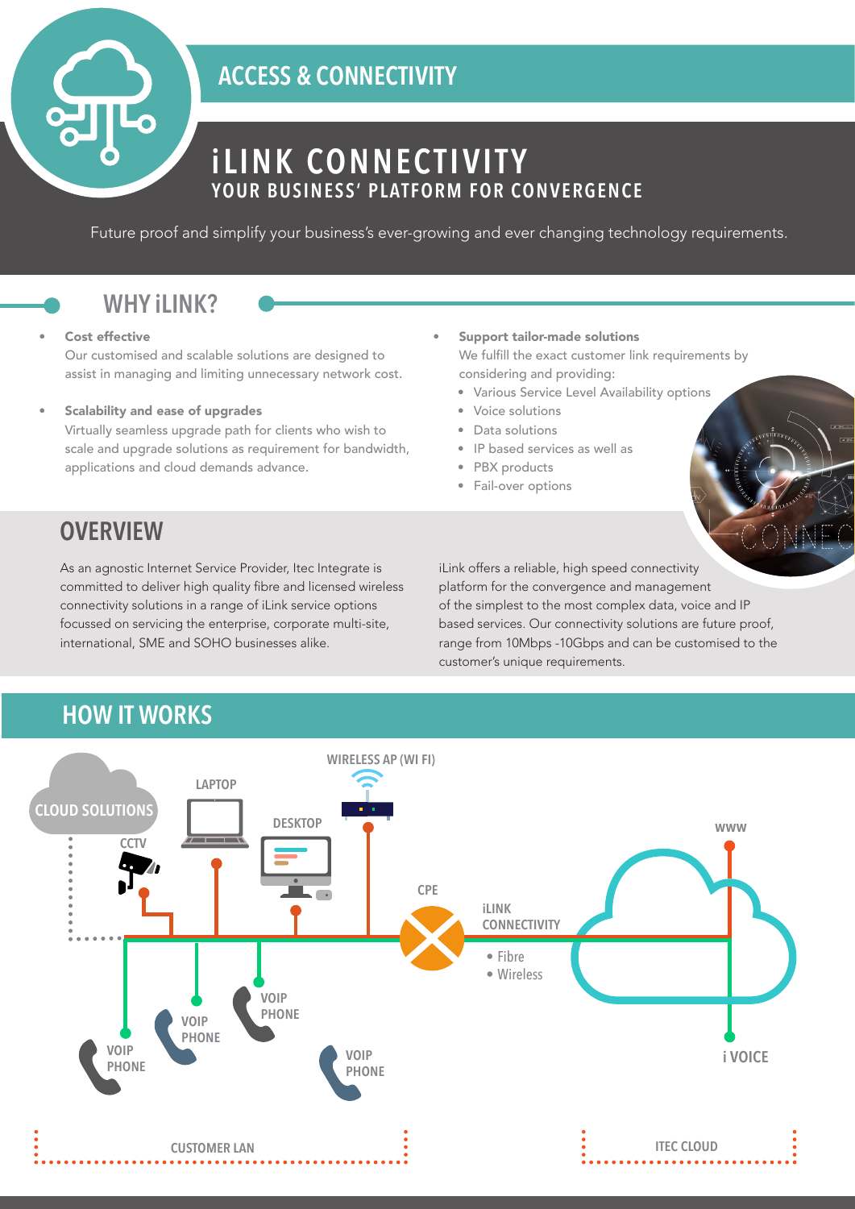# ACCESS & CONNECTIVITY

# iLINK CONNECTIVITY

## YOUR BUSINESS' PLATFORM FOR CONVERGENCE

Future proof and simplify your business's ever-growing and ever changing technology requirements.

## WHY iLINK?

- **Cost effective**
  Our customised and scalable solutions are designed to assist in managing and limiting unnecessary network cost.

- **Scalability and ease of upgrades**
  Virtually seamless upgrade path for clients who wish to scale and upgrade solutions as requirement for bandwidth, applications and cloud demands advance.

- **Support tailor-made solutions**
  We fulfill the exact customer link requirements by considering and providing:
  - Various Service Level Availability options
  - Voice solutions
  - Data solutions
  - IP based services as well as
  - PBX products
  - Fail-over options

## OVERVIEW

As an agnostic Internet Service Provider, Itec Integrate is committed to deliver high quality fibre and licensed wireless connectivity solutions in a range of iLink service options focussed on servicing the enterprise, corporate multi-site, international, SME and SOHO businesses alike.

iLink offers a reliable, high speed connectivity platform for the convergence and management of the simplest to the most complex data, voice and IP based services. Our connectivity solutions are future proof, range from 10Mbps -10Gbps and can be customised to the customer's unique requirements.

## HOW IT WORKS

CLOUD SOLUTIONS
LAPTOP
WIRELESS AP (WI FI)
DESKTOP
CCTV
CPE
iLINK CONNECTIVITY
- Fibre
- Wireless

WWW
VOIP PHONE
VOIP PHONE
VOIP PHONE
VOIP PHONE
i VOICE

CUSTOMER LAN
ITEC CLOUD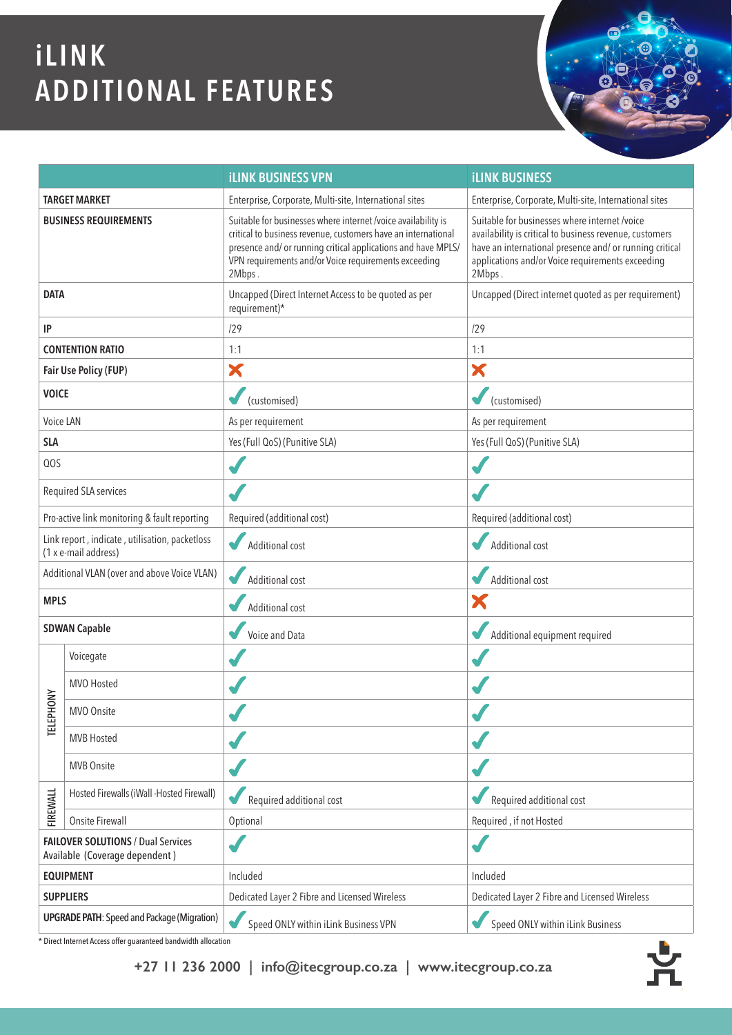# iLINK ADDITIONAL FEATURES

| | | iLINK BUSINESS VPN | iLINK BUSINESS |
|---|---|---|---|
| **TARGET MARKET** | | Enterprise, Corporate, Multi-site, International sites | Enterprise, Corporate, Multi-site, International sites |
| **BUSINESS REQUIREMENTS** | | Suitable for businesses where internet /voice availability is critical to business revenue, customers have an international presence and/ or running critical applications and have MPLS/ VPN requirements and/or Voice requirements exceeding 2Mbps . | Suitable for businesses where internet /voice availability is critical to business revenue, customers have an international presence and/ or running critical applications and/or Voice requirements exceeding 2Mbps . |
| **DATA** | | Uncapped (Direct Internet Access to be quoted as per requirement)* | Uncapped (Direct internet quoted as per requirement) |
| **IP** | | /29 | /29 |
| **CONTENTION RATIO** | | 1:1 | 1:1 |
| **Fair Use Policy (FUP)** | | ✗ | ✗ |
| **VOICE** | | ✓ (customised) | ✓ (customised) |
| Voice LAN | | As per requirement | As per requirement |
| **SLA** | | Yes (Full QoS) (Punitive SLA) | Yes (Full QoS) (Punitive SLA) |
| QOS | | ✓ | ✓ |
| Required SLA services | | ✓ | ✓ |
| Pro-active link monitoring & fault reporting | | Required (additional cost) | Required (additional cost) |
| Link report , indicate , utilisation, packetloss (1 x e-mail address) | | ✓ Additional cost | ✓ Additional cost |
| Additional VLAN (over and above Voice VLAN) | | ✓ Additional cost | ✓ Additional cost |
| **MPLS** | | ✓ Additional cost | ✗ |
| **SDWAN Capable** | | ✓ Voice and Data | ✓ Additional equipment required |
| TELEPHONY | Voicegate | ✓ | ✓ |
| | MVO Hosted | ✓ | ✓ |
| | MVO Onsite | ✓ | ✓ |
| | MVB Hosted | ✓ | ✓ |
| | MVB Onsite | ✓ | ✓ |
| FIREWALL | Hosted Firewalls (iWall -Hosted Firewall) | ✓ Required additional cost | ✓ Required additional cost |
| | Onsite Firewall | Optional | Required , if not Hosted |
| **FAILOVER SOLUTIONS** / Dual Services Available (Coverage dependent ) | | ✓ | ✓ |
| **EQUIPMENT** | | Included | Included |
| **SUPPLIERS** | | Dedicated Layer 2 Fibre and Licensed Wireless | Dedicated Layer 2 Fibre and Licensed Wireless |
| **UPGRADE PATH**: Speed and Package (Migration) | | ✓ Speed ONLY within iLink Business VPN | ✓ Speed ONLY within iLink Business |

* Direct Internet Access offer guaranteed bandwidth allocation

**+27 11 236 2000 | info@itecgroup.co.za | www.itecgroup.co.za**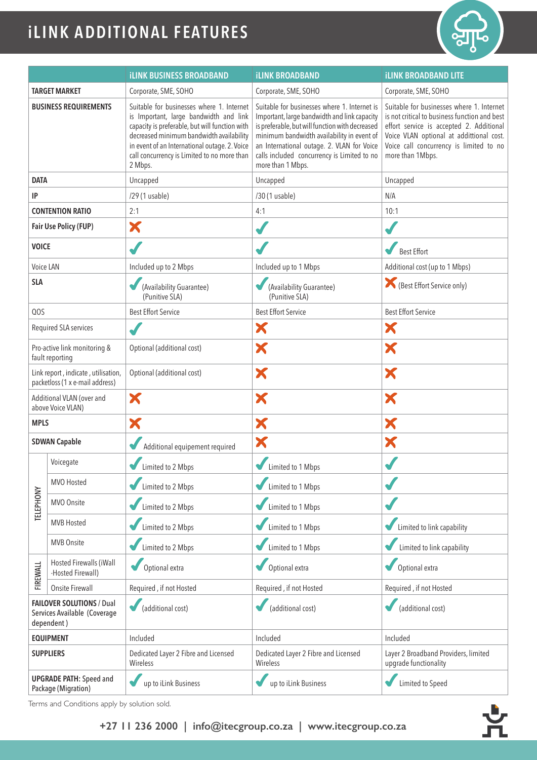# iLINK ADDITIONAL FEATURES

| | | iLINK BUSINESS BROADBAND | iLINK BROADBAND | iLINK BROADBAND LITE |
|---|---|---|---|---|
| **TARGET MARKET** | | Corporate, SME, SOHO | Corporate, SME, SOHO | Corporate, SME, SOHO |
| **BUSINESS REQUIREMENTS** | | Suitable for businesses where 1. Internet is Important, large bandwidth and link capacity is preferable, but will function with decreased minimum bandwidth availability in event of an International outage. 2. Voice call concurrency is Limited to no more than 2 Mbps. | Suitable for businesses where 1. Internet is Important, large bandwidth and link capacity is preferable, but will function with decreased minimum bandwidth availability in event of an International outage. 2. VLAN for Voice calls included concurrency is Limited to no more than 1 Mbps. | Suitable for businesses where 1. Internet is not critical to business function and best effort service is accepted 2. Additional Voice VLAN optional at addittional cost. Voice call concurrency is limited to no more than 1Mbps. |
| **DATA** | | Uncapped | Uncapped | Uncapped |
| **IP** | | /29 (1 usable) | /30 (1 usable) | N/A |
| **CONTENTION RATIO** | | 2:1 | 4:1 | 10:1 |
| **Fair Use Policy (FUP)** | | ✗ | ✓ | ✓ |
| **VOICE** | | ✓ | ✓ | ✓ Best Effort |
| Voice LAN | | Included up to 2 Mbps | Included up to 1 Mbps | Additional cost (up to 1 Mbps) |
| **SLA** | | ✓ (Availability Guarantee) (Punitive SLA) | ✓ (Availability Guarantee) (Punitive SLA) | ✗ (Best Effort Service only) |
| QOS | | Best Effort Service | Best Effort Service | Best Effort Service |
| Required SLA services | | ✓ | ✗ | ✗ |
| Pro-active link monitoring & fault reporting | | Optional (additional cost) | ✗ | ✗ |
| Link report , indicate , utilisation, packetloss (1 x e-mail address) | | Optional (additional cost) | ✗ | ✗ |
| Additional VLAN (over and above Voice VLAN) | | ✗ | ✗ | ✗ |
| **MPLS** | | ✗ | ✗ | ✗ |
| **SDWAN Capable** | | ✓ Additional equipement required | ✗ | ✗ |
| TELEPHONY | Voicegate | ✓ Limited to 2 Mbps | ✓ Limited to 1 Mbps | ✓ |
| | MVO Hosted | ✓ Limited to 2 Mbps | ✓ Limited to 1 Mbps | ✓ |
| | MVO Onsite | ✓ Limited to 2 Mbps | ✓ Limited to 1 Mbps | ✓ |
| | MVB Hosted | ✓ Limited to 2 Mbps | ✓ Limited to 1 Mbps | ✓ Limited to link capability |
| | MVB Onsite | ✓ Limited to 2 Mbps | ✓ Limited to 1 Mbps | ✓ Limited to link capability |
| FIREWALL | Hosted Firewalls (iWall -Hosted Firewall) | ✓ Optional extra | ✓ Optional extra | ✓ Optional extra |
| | Onsite Firewall | Required , if not Hosted | Required , if not Hosted | Required , if not Hosted |
| **FAILOVER SOLUTIONS** / Dual Services Available (Coverage dependent ) | | ✓ (additional cost) | ✓ (additional cost) | ✓ (additional cost) |
| **EQUIPMENT** | | Included | Included | Included |
| **SUPPLIERS** | | Dedicated Layer 2 Fibre and Licensed Wireless | Dedicated Layer 2 Fibre and Licensed Wireless | Layer 2 Broadband Providers, limited upgrade functionality |
| **UPGRADE PATH:** Speed and Package (Migration) | | ✓ up to iLink Business | ✓ up to iLink Business | ✓ Limited to Speed |

Terms and Conditions apply by solution sold.

+27 11 236 2000 | info@itecgroup.co.za | www.itecgroup.co.za